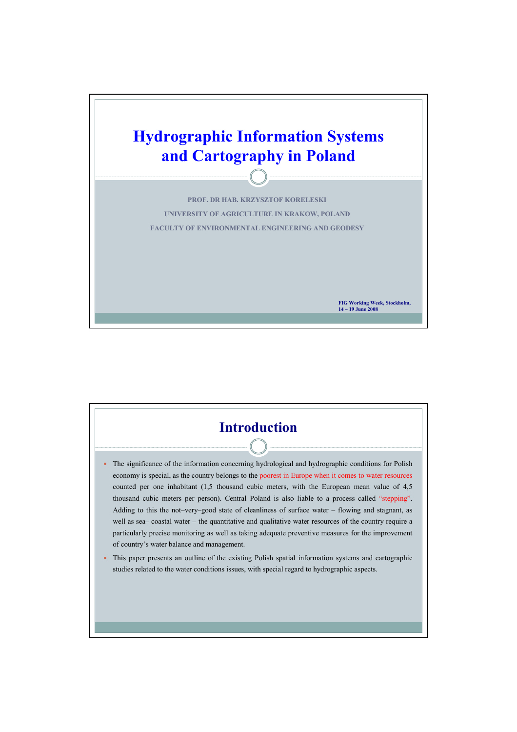# Hydrographic Information Systems and Cartography in Poland

PROF. DR HAB. KRZYSZTOF KORELESKI

UNIVERSITY OF AGRICULTURE IN KRAKOW, POLAND

FACULTY OF ENVIRONMENTAL ENGINEERING AND GEODESY

FIG Working Week, Stockholm, 14 – 19 June 2008

## Introduction

- The significance of the information concerning hydrological and hydrographic conditions for Polish economy is special, as the country belongs to the poorest in Europe when it comes to water resources counted per one inhabitant (1,5 thousand cubic meters, with the European mean value of 4,5 thousand cubic meters per person). Central Poland is also liable to a process called "stepping". Adding to this the not–very–good state of cleanliness of surface water – flowing and stagnant, as well as sea– coastal water – the quantitative and qualitative water resources of the country require a particularly precise monitoring as well as taking adequate preventive measures for the improvement of country's water balance and management.
- This paper presents an outline of the existing Polish spatial information systems and cartographic studies related to the water conditions issues, with special regard to hydrographic aspects.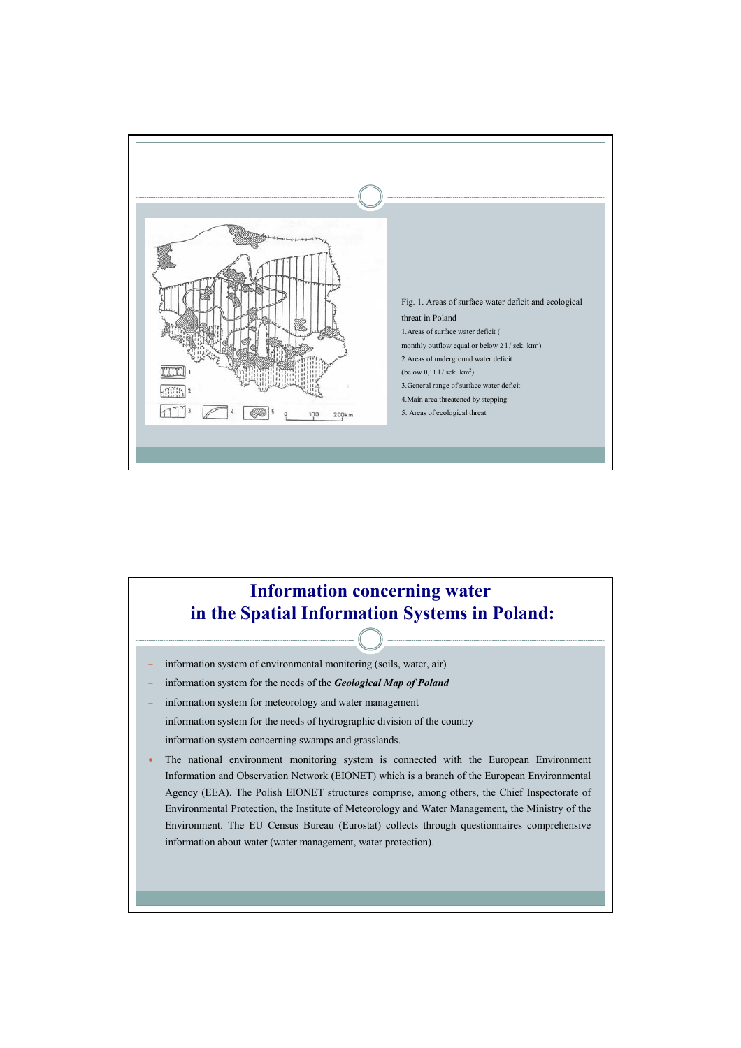Fig. 1. Areas of surface water deficit and ecological threat in Poland

1. Areas of surface water deficit ( monthly outflow equal or below 2 l / sek. km$^2$)
2. Areas of underground water deficit (below 0,11 l / sek. km$^2$)
3. General range of surface water deficit
4. Main area threatened by stepping
5. Areas of ecological threat

# Information concerning water in the Spatial Information Systems in Poland:

- information system of environmental monitoring (soils, water, air)
- information system for the needs of the ***Geological Map of Poland***
- information system for meteorology and water management
- information system for the needs of hydrographic division of the country
- information system concerning swamps and grasslands.

- The national environment monitoring system is connected with the European Environment Information and Observation Network (EIONET) which is a branch of the European Environmental Agency (EEA). The Polish EIONET structures comprise, among others, the Chief Inspectorate of Environmental Protection, the Institute of Meteorology and Water Management, the Ministry of the Environment. The EU Census Bureau (Eurostat) collects through questionnaires comprehensive information about water (water management, water protection).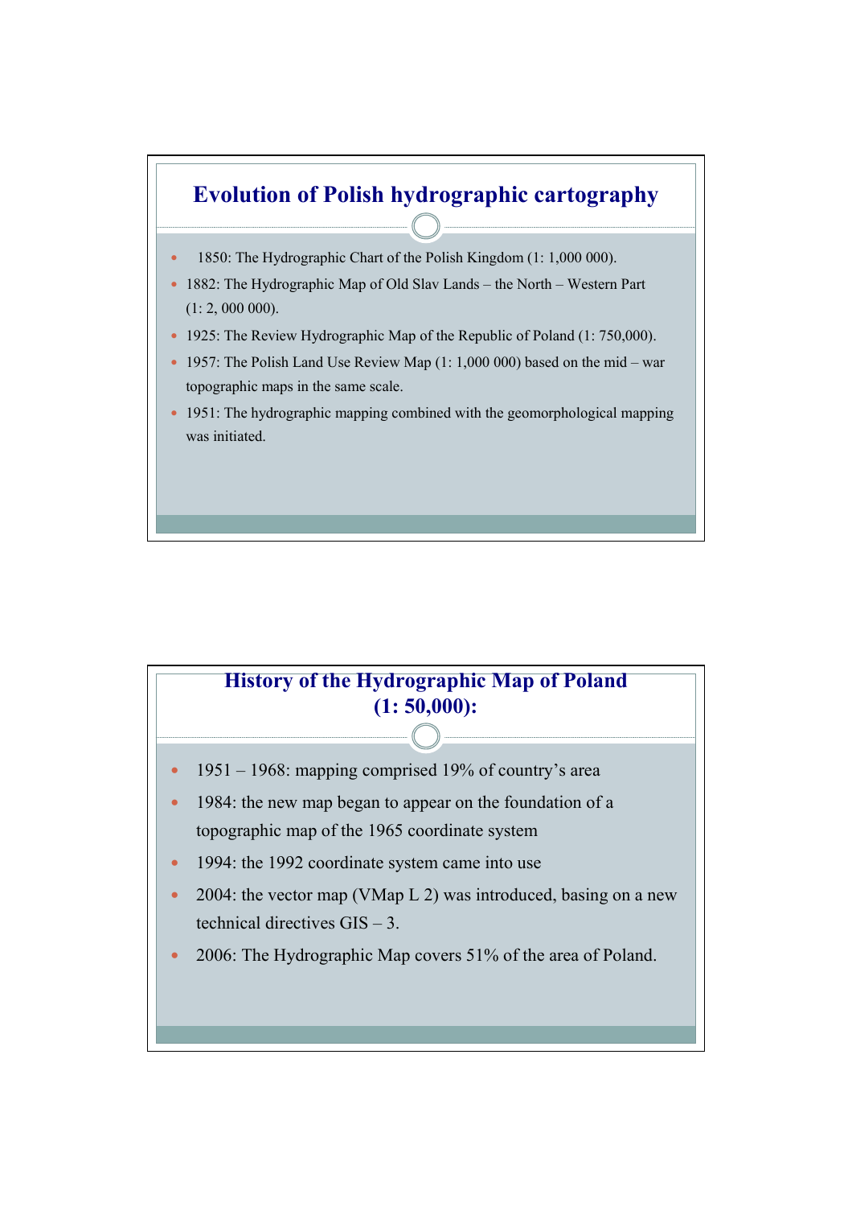## Evolution of Polish hydrographic cartography

- 1850: The Hydrographic Chart of the Polish Kingdom (1: 1,000 000).
- 1882: The Hydrographic Map of Old Slav Lands – the North – Western Part (1: 2, 000 000).
- 1925: The Review Hydrographic Map of the Republic of Poland (1: 750,000).
- 1957: The Polish Land Use Review Map (1: 1,000 000) based on the mid – war topographic maps in the same scale.
- 1951: The hydrographic mapping combined with the geomorphological mapping was initiated.

## History of the Hydrographic Map of Poland (1: 50,000):

- 1951 – 1968: mapping comprised 19% of country's area
- 1984: the new map began to appear on the foundation of a topographic map of the 1965 coordinate system
- 1994: the 1992 coordinate system came into use
- 2004: the vector map (VMap L 2) was introduced, basing on a new technical directives GIS – 3.
- 2006: The Hydrographic Map covers 51% of the area of Poland.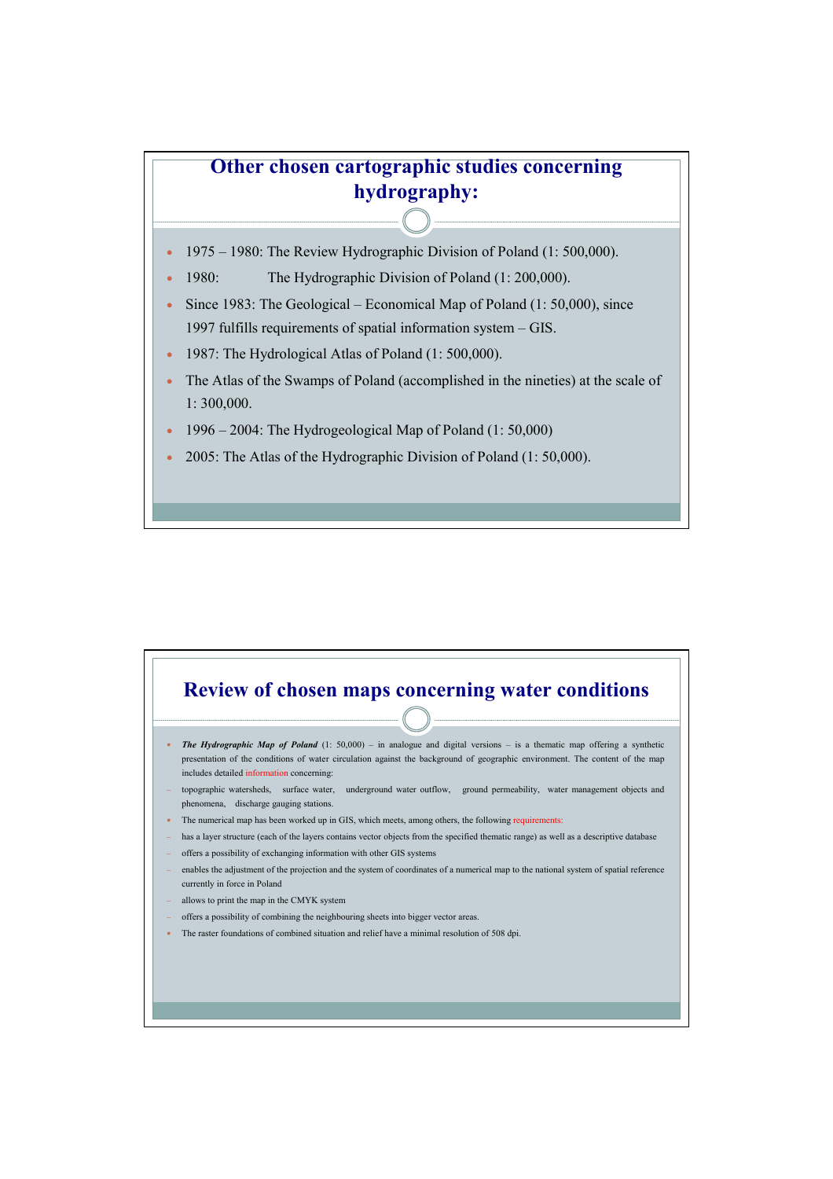## Other chosen cartographic studies concerning hydrography:

- 1975 – 1980: The Review Hydrographic Division of Poland (1: 500,000).
- 1980: The Hydrographic Division of Poland (1: 200,000).
- Since 1983: The Geological – Economical Map of Poland (1: 50,000), since 1997 fulfills requirements of spatial information system – GIS.
- 1987: The Hydrological Atlas of Poland (1: 500,000).
- The Atlas of the Swamps of Poland (accomplished in the nineties) at the scale of 1: 300,000.
- 1996 – 2004: The Hydrogeological Map of Poland (1: 50,000)
- 2005: The Atlas of the Hydrographic Division of Poland (1: 50,000).

## Review of chosen maps concerning water conditions

- ***The Hydrographic Map of Poland*** (1: 50,000) – in analogue and digital versions – is a thematic map offering a synthetic presentation of the conditions of water circulation against the background of geographic environment. The content of the map includes detailed information concerning:
  - topographic watersheds, surface water, underground water outflow, ground permeability, water management objects and phenomena, discharge gauging stations.
- The numerical map has been worked up in GIS, which meets, among others, the following requirements:
  - has a layer structure (each of the layers contains vector objects from the specified thematic range) as well as a descriptive database
  - offers a possibility of exchanging information with other GIS systems
  - enables the adjustment of the projection and the system of coordinates of a numerical map to the national system of spatial reference currently in force in Poland
  - allows to print the map in the CMYK system
  - offers a possibility of combining the neighbouring sheets into bigger vector areas.
- The raster foundations of combined situation and relief have a minimal resolution of 508 dpi.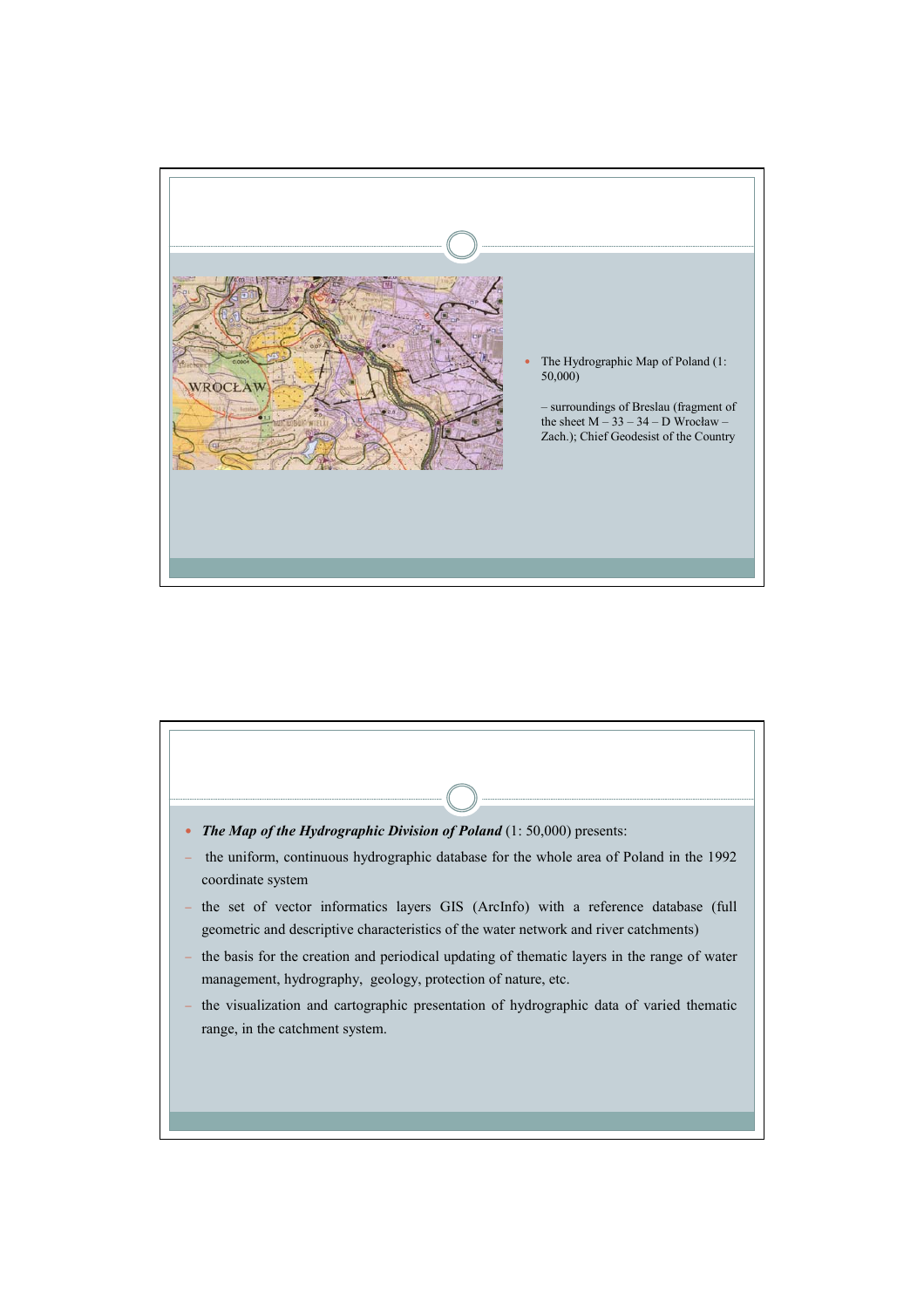- The Hydrographic Map of Poland (1: 50,000)

  – surroundings of Breslau (fragment of the sheet M – 33 – 34 – D Wrocław – Zach.); Chief Geodesist of the Country

- ***The Map of the Hydrographic Division of Poland*** (1: 50,000) presents:
  - the uniform, continuous hydrographic database for the whole area of Poland in the 1992 coordinate system
  - the set of vector informatics layers GIS (ArcInfo) with a reference database (full geometric and descriptive characteristics of the water network and river catchments)
  - the basis for the creation and periodical updating of thematic layers in the range of water management, hydrography, geology, protection of nature, etc.
  - the visualization and cartographic presentation of hydrographic data of varied thematic range, in the catchment system.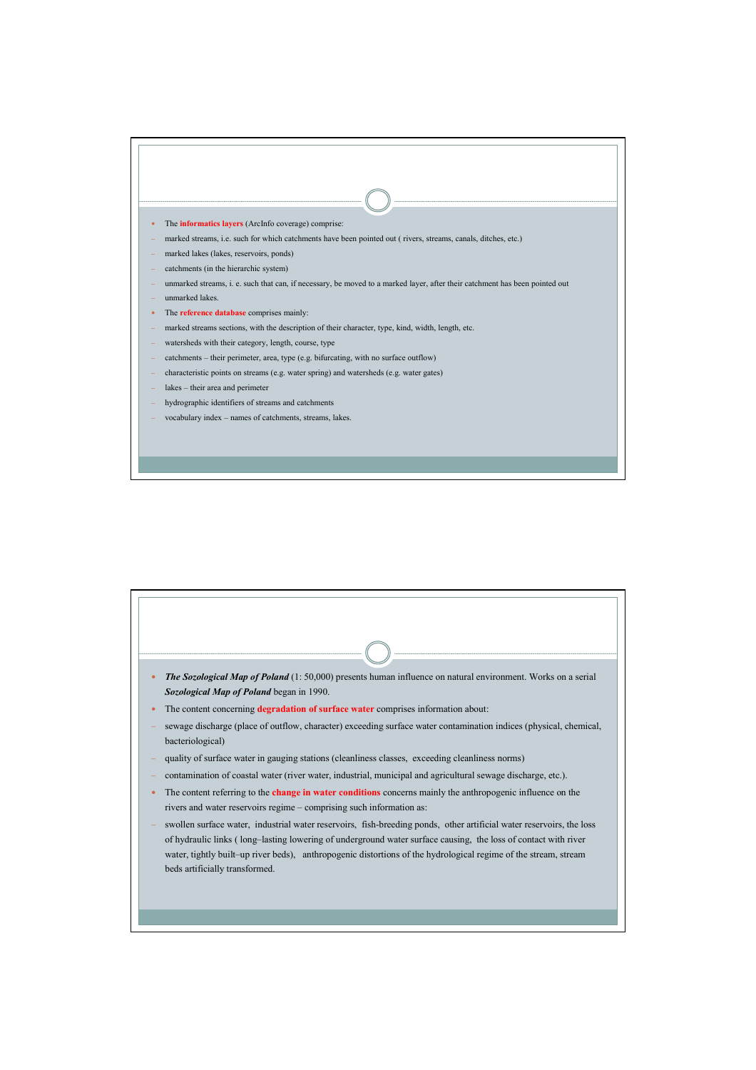- The **informatics layers** (ArcInfo coverage) comprise:
  - marked streams, i.e. such for which catchments have been pointed out ( rivers, streams, canals, ditches, etc.)
  - marked lakes (lakes, reservoirs, ponds)
  - catchments (in the hierarchic system)
  - unmarked streams, i. e. such that can, if necessary, be moved to a marked layer, after their catchment has been pointed out
  - unmarked lakes.
- The **reference database** comprises mainly:
  - marked streams sections, with the description of their character, type, kind, width, length, etc.
  - watersheds with their category, length, course, type
  - catchments – their perimeter, area, type (e.g. bifurcating, with no surface outflow)
  - characteristic points on streams (e.g. water spring) and watersheds (e.g. water gates)
  - lakes – their area and perimeter
  - hydrographic identifiers of streams and catchments
  - vocabulary index – names of catchments, streams, lakes.

---

- ***The Sozological Map of Poland*** (1: 50,000) presents human influence on natural environment. Works on a serial ***Sozological Map of Poland*** began in 1990.
- The content concerning **degradation of surface water** comprises information about:
  - sewage discharge (place of outflow, character) exceeding surface water contamination indices (physical, chemical, bacteriological)
  - quality of surface water in gauging stations (cleanliness classes, exceeding cleanliness norms)
  - contamination of coastal water (river water, industrial, municipal and agricultural sewage discharge, etc.).
- The content referring to the **change in water conditions** concerns mainly the anthropogenic influence on the rivers and water reservoirs regime – comprising such information as:
  - swollen surface water, industrial water reservoirs, fish-breeding ponds, other artificial water reservoirs, the loss of hydraulic links ( long–lasting lowering of underground water surface causing, the loss of contact with river water, tightly built–up river beds), anthropogenic distortions of the hydrological regime of the stream, stream beds artificially transformed.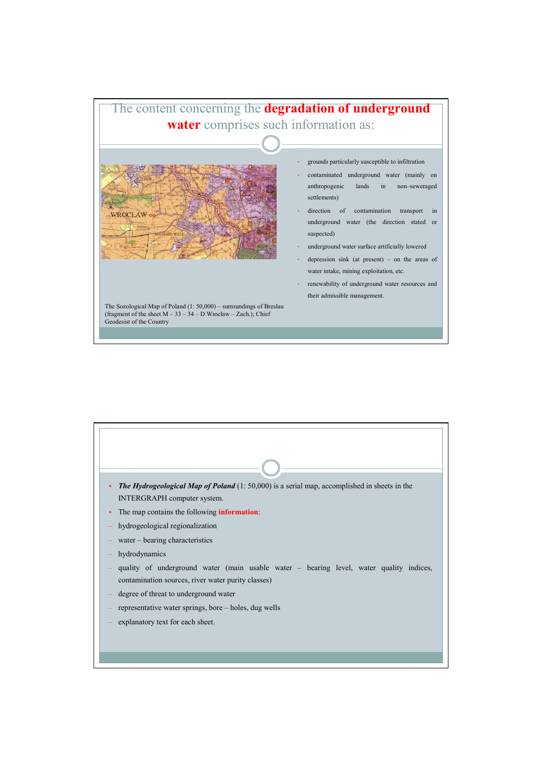# The content concerning the **degradation of underground water** comprises such information as:

The Sozological Map of Poland (1: 50,000) – surroundings of Breslau (fragment of the sheet M – 33 – 34 – D Wrocław – Zach.); Chief Geodesist of the Country

- grounds particularly susceptible to infiltration
- contaminated underground water (mainly on anthropogenic lands in non–seweraged settlements)
- direction of contamination transport in underground water (the direction stated or suspected)
- underground water surface artificially lowered
- depression sink (at present) – on the areas of water intake, mining exploitation, etc.
- renewability of underground water resources and their admissible management.

---

- ***The Hydrogeological Map of Poland*** (1: 50,000) is a serial map, accomplished in sheets in the INTERGRAPH computer system.
- The map contains the following **information**:
  - hydrogeological regionalization
  - water – bearing characteristics
  - hydrodynamics
  - quality of underground water (main usable water – bearing level, water quality indices, contamination sources, river water purity classes)
  - degree of threat to underground water
  - representative water springs, bore – holes, dug wells
  - explanatory text for each sheet.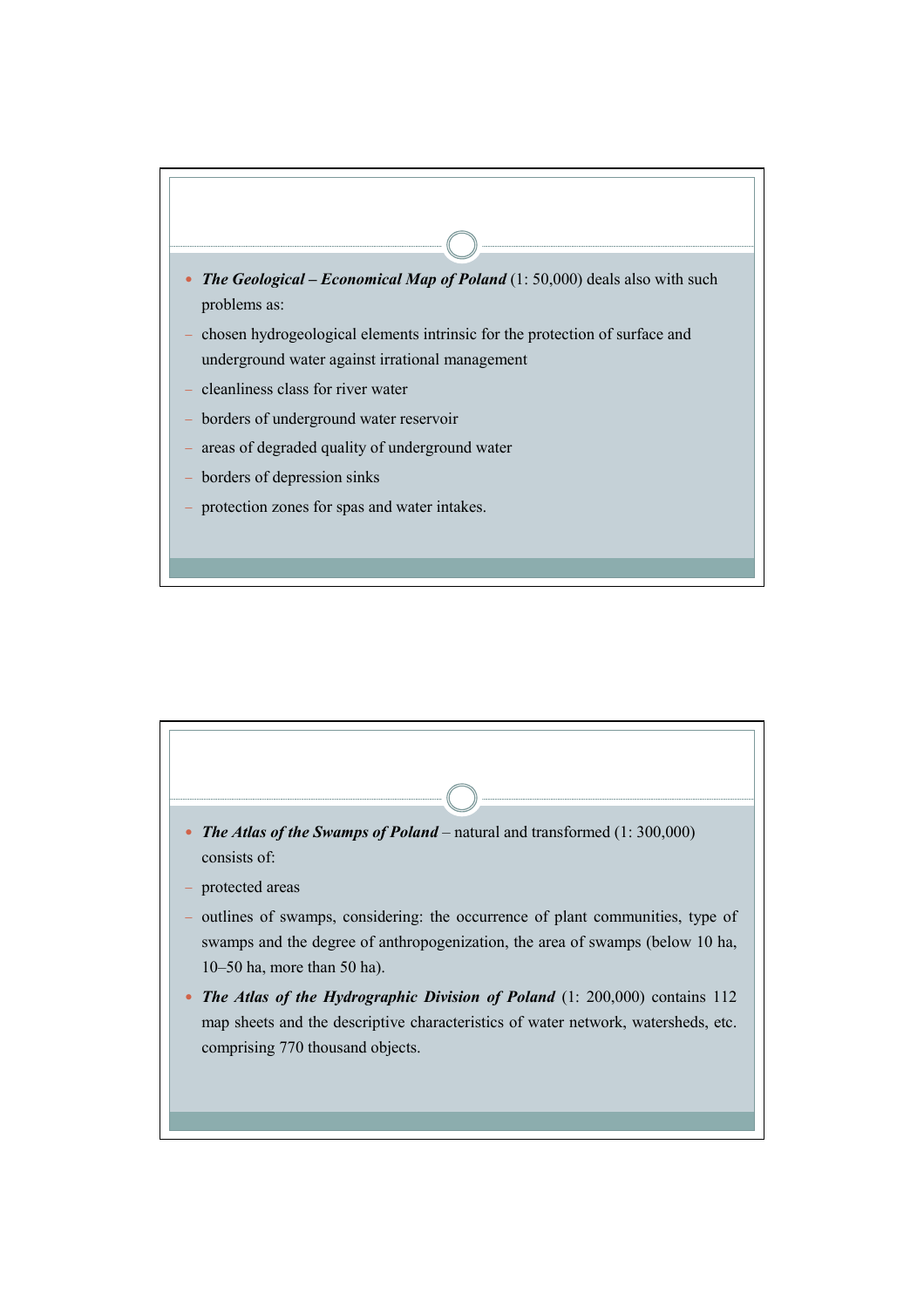- ***The Geological – Economical Map of Poland*** (1: 50,000) deals also with such problems as:
  - chosen hydrogeological elements intrinsic for the protection of surface and underground water against irrational management
  - cleanliness class for river water
  - borders of underground water reservoir
  - areas of degraded quality of underground water
  - borders of depression sinks
  - protection zones for spas and water intakes.

- ***The Atlas of the Swamps of Poland*** – natural and transformed (1: 300,000) consists of:
  - protected areas
  - outlines of swamps, considering: the occurrence of plant communities, type of swamps and the degree of anthropogenization, the area of swamps (below 10 ha, 10–50 ha, more than 50 ha).
- ***The Atlas of the Hydrographic Division of Poland*** (1: 200,000) contains 112 map sheets and the descriptive characteristics of water network, watersheds, etc. comprising 770 thousand objects.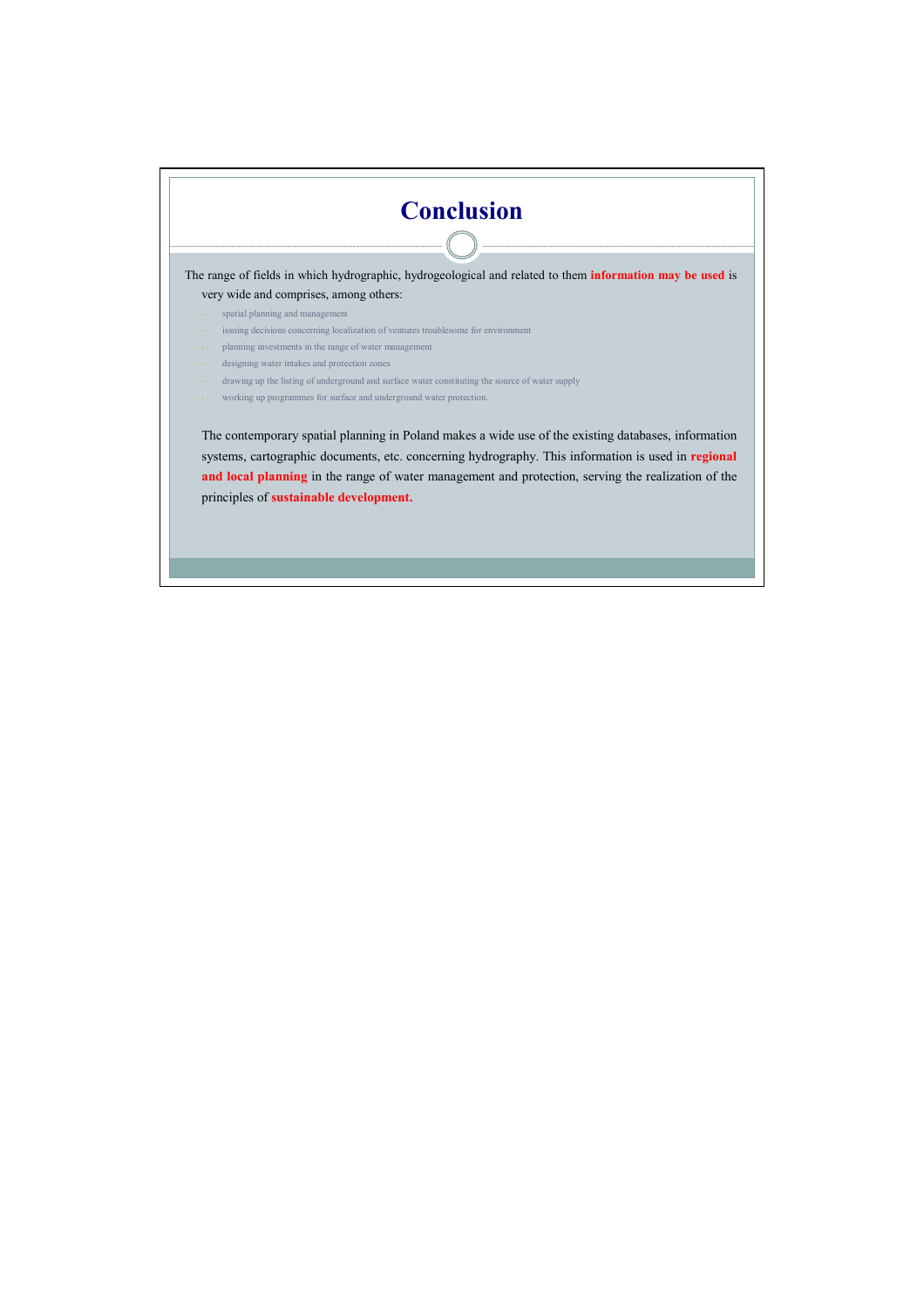# Conclusion

The range of fields in which hydrographic, hydrogeological and related to them **information may be used** is very wide and comprises, among others:

- spatial planning and management
- issuing decisions concerning localization of ventures troublesome for environment
- planning investments in the range of water management
- designing water intakes and protection zones
- drawing up the listing of underground and surface water constituting the source of water supply
- working up programmes for surface and underground water protection.

The contemporary spatial planning in Poland makes a wide use of the existing databases, information systems, cartographic documents, etc. concerning hydrography. This information is used in **regional and local planning** in the range of water management and protection, serving the realization of the principles of **sustainable development.**